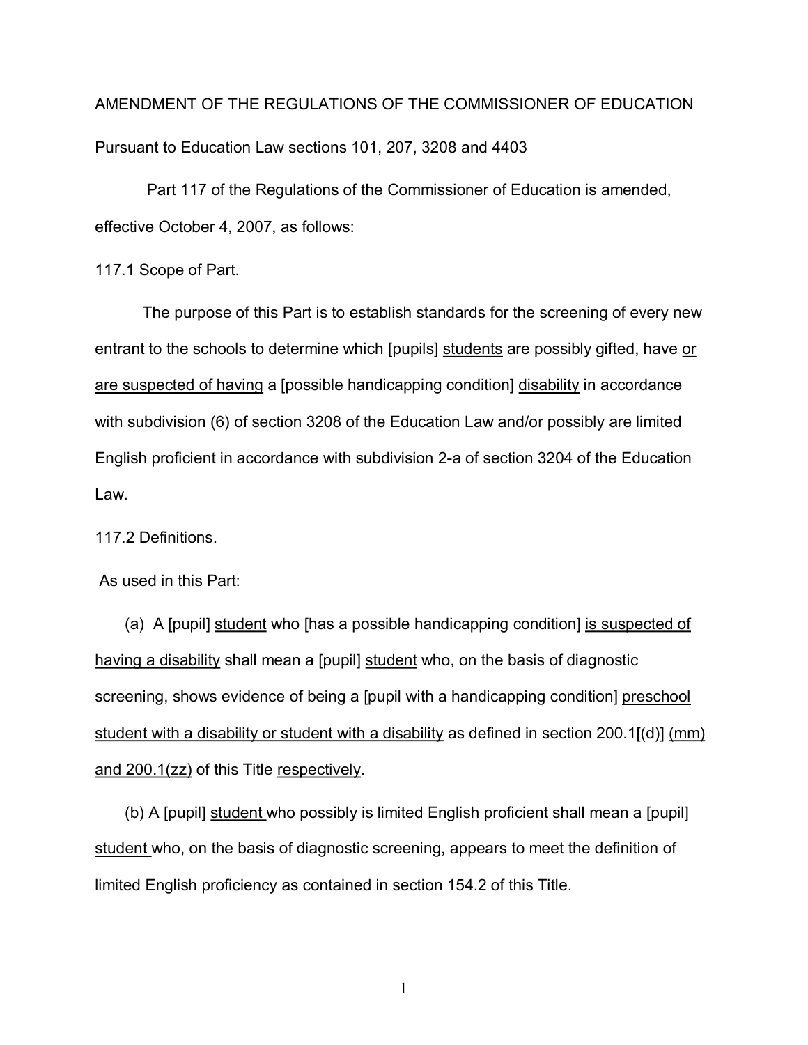AMENDMENT OF THE REGULATIONS OF THE COMMISSIONER OF EDUCATION

Pursuant to Education Law sections 101, 207, 3208 and 4403

Part 117 of the Regulations of the Commissioner of Education is amended, effective October 4, 2007, as follows:

117.1 Scope of Part.

The purpose of this Part is to establish standards for the screening of every new entrant to the schools to determine which [pupils] <u>students</u> are possibly gifted, have <u>or are suspected of having</u> a [possible handicapping condition] <u>disability</u> in accordance with subdivision (6) of section 3208 of the Education Law and/or possibly are limited English proficient in accordance with subdivision 2-a of section 3204 of the Education Law.

117.2 Definitions.

As used in this Part:

(a) A [pupil] <u>student</u> who [has a possible handicapping condition] <u>is suspected of having a disability</u> shall mean a [pupil] <u>student</u> who, on the basis of diagnostic screening, shows evidence of being a [pupil with a handicapping condition] <u>preschool student with a disability or student with a disability</u> as defined in section 200.1[(d)] <u>(mm) and 200.1(zz)</u> of this Title <u>respectively</u>.

(b) A [pupil] <u>student</u> who possibly is limited English proficient shall mean a [pupil] <u>student</u> who, on the basis of diagnostic screening, appears to meet the definition of limited English proficiency as contained in section 154.2 of this Title.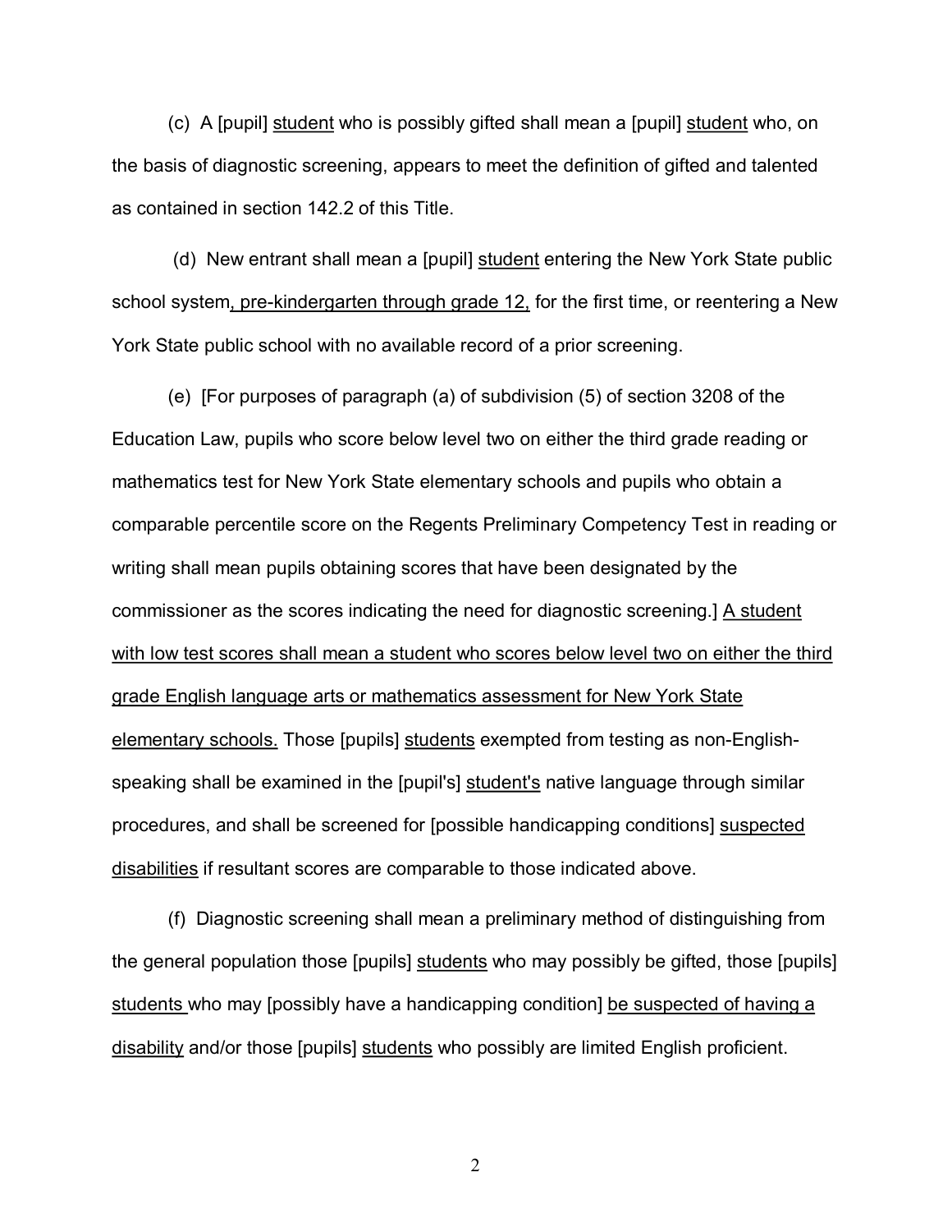(c) A [pupil] <u>student</u> who is possibly gifted shall mean a [pupil] <u>student</u> who, on the basis of diagnostic screening, appears to meet the definition of gifted and talented as contained in section 142.2 of this Title.

(d) New entrant shall mean a [pupil] <u>student</u> entering the New York State public school system<u>, pre-kindergarten through grade 12,</u> for the first time, or reentering a New York State public school with no available record of a prior screening.

(e) [For purposes of paragraph (a) of subdivision (5) of section 3208 of the Education Law, pupils who score below level two on either the third grade reading or mathematics test for New York State elementary schools and pupils who obtain a comparable percentile score on the Regents Preliminary Competency Test in reading or writing shall mean pupils obtaining scores that have been designated by the commissioner as the scores indicating the need for diagnostic screening.] <u>A student with low test scores shall mean a student who scores below level two on either the third grade English language arts or mathematics assessment for New York State elementary schools.</u> Those [pupils] <u>students</u> exempted from testing as non-English-speaking shall be examined in the [pupil's] <u>student's</u> native language through similar procedures, and shall be screened for [possible handicapping conditions] <u>suspected disabilities</u> if resultant scores are comparable to those indicated above.

(f) Diagnostic screening shall mean a preliminary method of distinguishing from the general population those [pupils] <u>students</u> who may possibly be gifted, those [pupils] <u>students</u> who may [possibly have a handicapping condition] <u>be suspected of having a disability</u> and/or those [pupils] <u>students</u> who possibly are limited English proficient.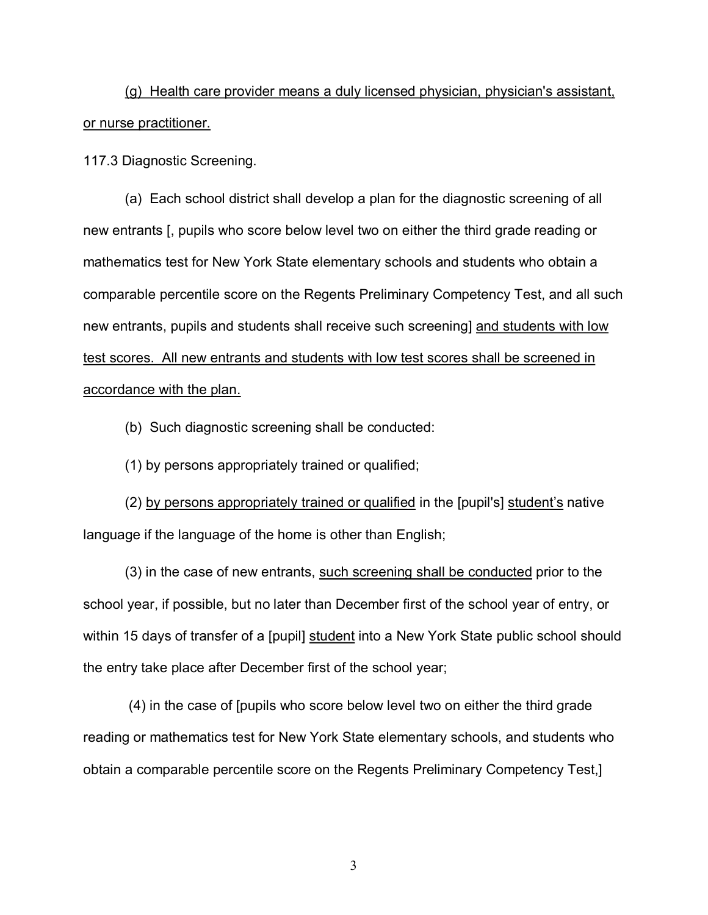<u>(g) Health care provider means a duly licensed physician, physician's assistant, or nurse practitioner.</u>

117.3 Diagnostic Screening.

(a) Each school district shall develop a plan for the diagnostic screening of all new entrants [, pupils who score below level two on either the third grade reading or mathematics test for New York State elementary schools and students who obtain a comparable percentile score on the Regents Preliminary Competency Test, and all such new entrants, pupils and students shall receive such screening] <u>and students with low test scores. All new entrants and students with low test scores shall be screened in accordance with the plan.</u>

(b) Such diagnostic screening shall be conducted:

(1) by persons appropriately trained or qualified;

(2) <u>by persons appropriately trained or qualified</u> in the [pupil's] <u>student's</u> native language if the language of the home is other than English;

(3) in the case of new entrants, <u>such screening shall be conducted</u> prior to the school year, if possible, but no later than December first of the school year of entry, or within 15 days of transfer of a [pupil] <u>student</u> into a New York State public school should the entry take place after December first of the school year;

(4) in the case of [pupils who score below level two on either the third grade reading or mathematics test for New York State elementary schools, and students who obtain a comparable percentile score on the Regents Preliminary Competency Test,]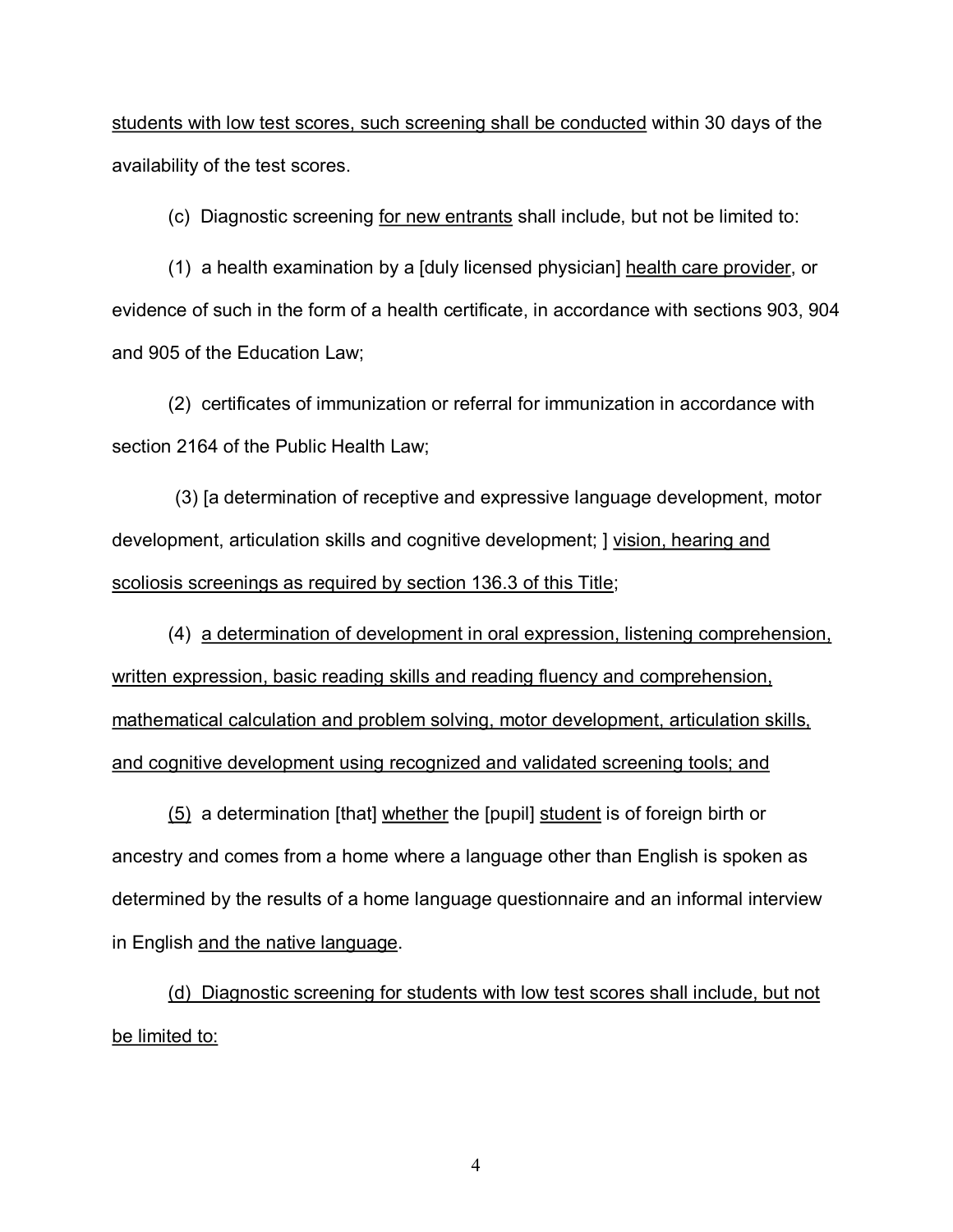students with low test scores, such screening shall be conducted within 30 days of the availability of the test scores.

(c) Diagnostic screening for new entrants shall include, but not be limited to:

(1) a health examination by a [duly licensed physician] health care provider, or evidence of such in the form of a health certificate, in accordance with sections 903, 904 and 905 of the Education Law;

(2) certificates of immunization or referral for immunization in accordance with section 2164 of the Public Health Law;

(3) [a determination of receptive and expressive language development, motor development, articulation skills and cognitive development; ] vision, hearing and scoliosis screenings as required by section 136.3 of this Title;

(4) a determination of development in oral expression, listening comprehension, written expression, basic reading skills and reading fluency and comprehension, mathematical calculation and problem solving, motor development, articulation skills, and cognitive development using recognized and validated screening tools; and

(5) a determination [that] whether the [pupil] student is of foreign birth or ancestry and comes from a home where a language other than English is spoken as determined by the results of a home language questionnaire and an informal interview in English and the native language.

(d) Diagnostic screening for students with low test scores shall include, but not be limited to: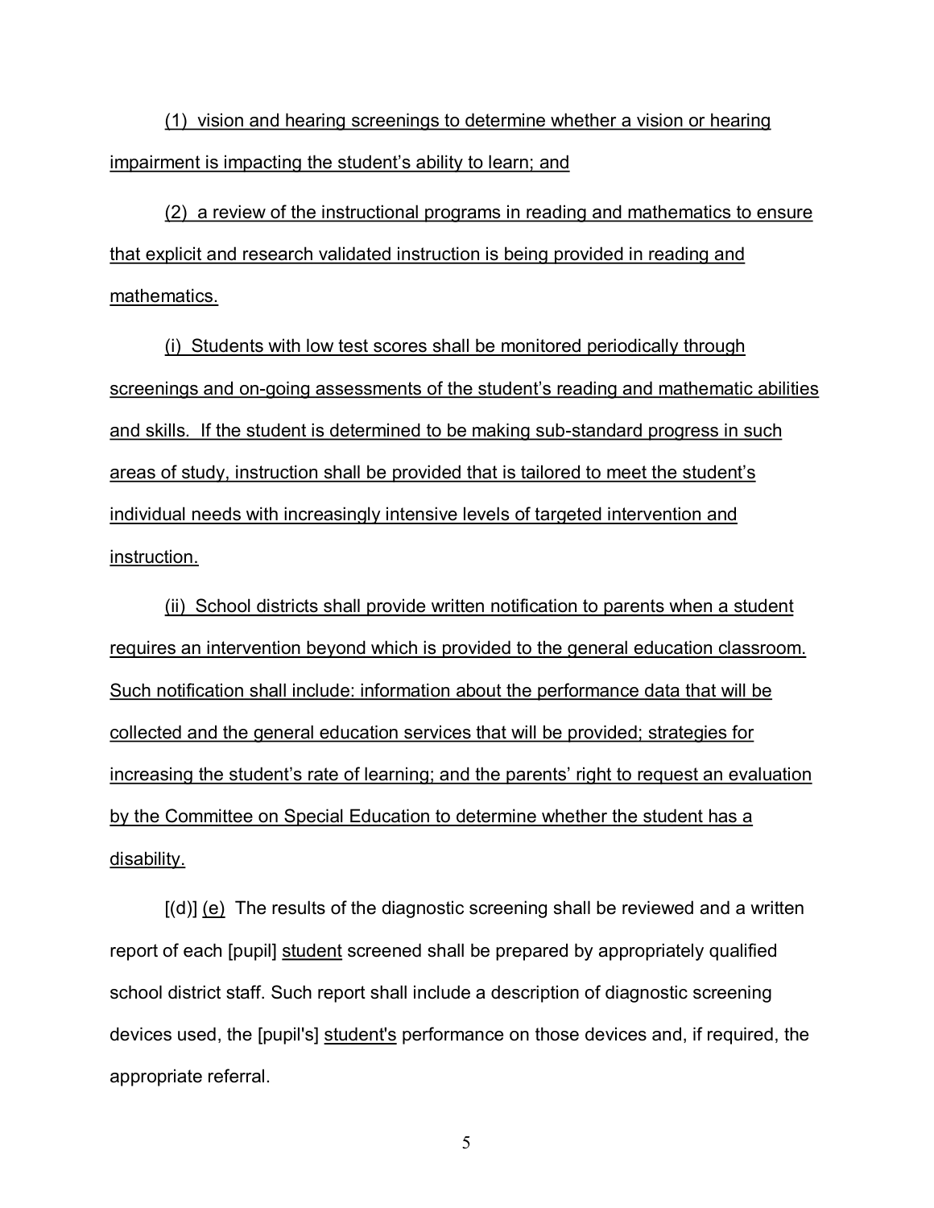(1) vision and hearing screenings to determine whether a vision or hearing impairment is impacting the student's ability to learn; and

(2) a review of the instructional programs in reading and mathematics to ensure that explicit and research validated instruction is being provided in reading and mathematics.

(i) Students with low test scores shall be monitored periodically through screenings and on-going assessments of the student's reading and mathematic abilities and skills. If the student is determined to be making sub-standard progress in such areas of study, instruction shall be provided that is tailored to meet the student's individual needs with increasingly intensive levels of targeted intervention and instruction.

(ii) School districts shall provide written notification to parents when a student requires an intervention beyond which is provided to the general education classroom. Such notification shall include: information about the performance data that will be collected and the general education services that will be provided; strategies for increasing the student's rate of learning; and the parents' right to request an evaluation by the Committee on Special Education to determine whether the student has a disability.

[(d)] (e) The results of the diagnostic screening shall be reviewed and a written report of each [pupil] student screened shall be prepared by appropriately qualified school district staff. Such report shall include a description of diagnostic screening devices used, the [pupil's] student's performance on those devices and, if required, the appropriate referral.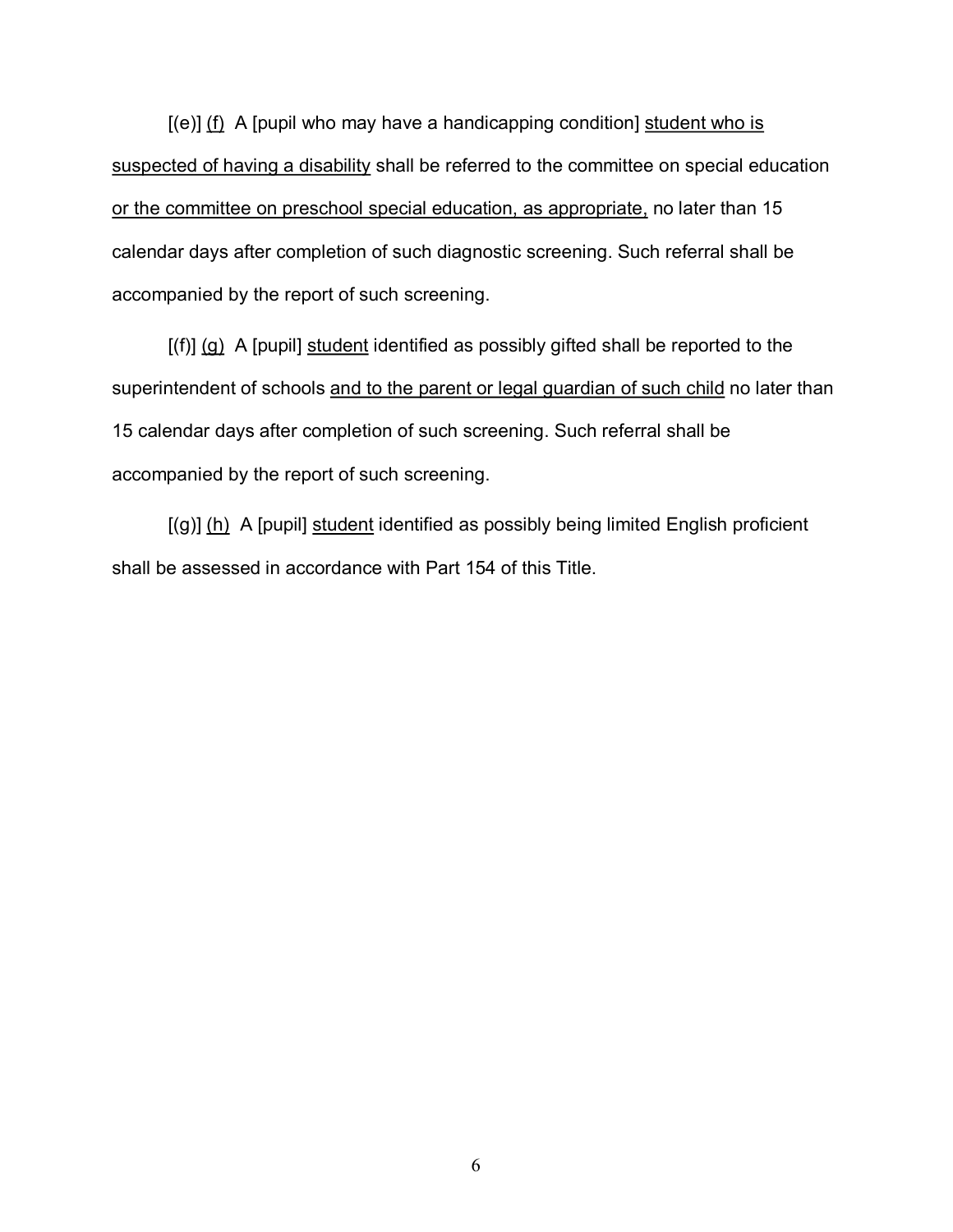[(e)] <u>(f)</u> A [pupil who may have a handicapping condition] <u>student who is suspected of having a disability</u> shall be referred to the committee on special education <u>or the committee on preschool special education, as appropriate,</u> no later than 15 calendar days after completion of such diagnostic screening. Such referral shall be accompanied by the report of such screening.

[(f)] <u>(g)</u> A [pupil] <u>student</u> identified as possibly gifted shall be reported to the superintendent of schools <u>and to the parent or legal guardian of such child</u> no later than 15 calendar days after completion of such screening. Such referral shall be accompanied by the report of such screening.

[(g)] <u>(h)</u> A [pupil] <u>student</u> identified as possibly being limited English proficient shall be assessed in accordance with Part 154 of this Title.